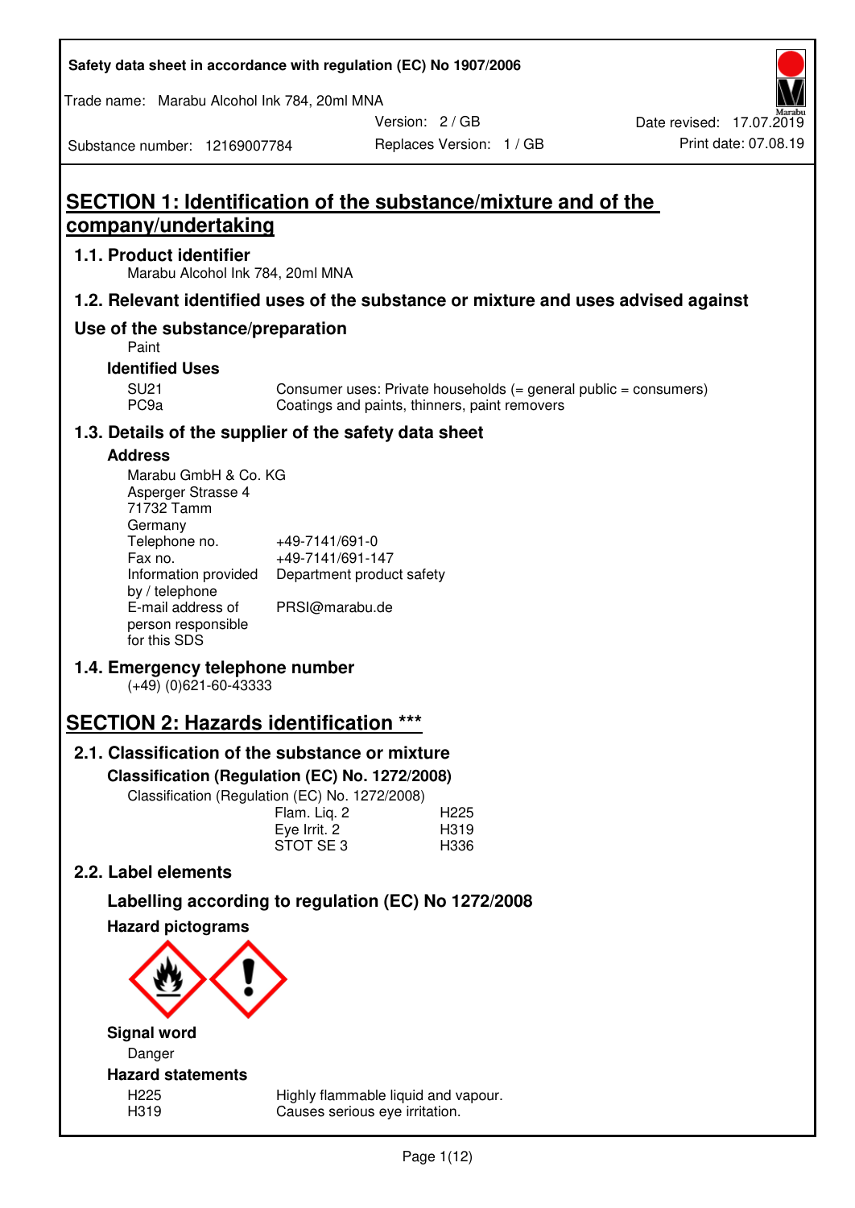Safety data sheet in accordance with regulation (EC) No 1907/2006

Trade name: Marabu Alcohol Ink 784, 20ml MNA

Substance number: 12169007784 | Version: 2 / GB | Replaces Version: 1 / GB | Date revised: 17.07.2019 | Print date: 07.08.19

# SECTION 1: Identification of the substance/mixture and of the company/undertaking

## 1.1. Product identifier

Marabu Alcohol Ink 784, 20ml MNA

## 1.2. Relevant identified uses of the substance or mixture and uses advised against

## Use of the substance/preparation

Paint

### Identified Uses

| | |
|---|---|
| SU21 | Consumer uses: Private households (= general public = consumers) |
| PC9a | Coatings and paints, thinners, paint removers |

## 1.3. Details of the supplier of the safety data sheet

### Address

Marabu GmbH & Co. KG
Asperger Strasse 4
71732 Tamm
Germany

| | |
|---|---|
| Telephone no. | +49-7141/691-0 |
| Fax no. | +49-7141/691-147 |
| Information provided by / telephone | Department product safety |
| E-mail address of person responsible for this SDS | PRSI@marabu.de |

## 1.4. Emergency telephone number

(+49) (0)621-60-43333

# SECTION 2: Hazards identification ***

## 2.1. Classification of the substance or mixture

### Classification (Regulation (EC) No. 1272/2008)

Classification (Regulation (EC) No. 1272/2008)

| | |
|---|---|
| Flam. Liq. 2 | H225 |
| Eye Irrit. 2 | H319 |
| STOT SE 3 | H336 |

## 2.2. Label elements

### Labelling according to regulation (EC) No 1272/2008

### Hazard pictograms

### Signal word

Danger

### Hazard statements

| | |
|---|---|
| H225 | Highly flammable liquid and vapour. |
| H319 | Causes serious eye irritation. |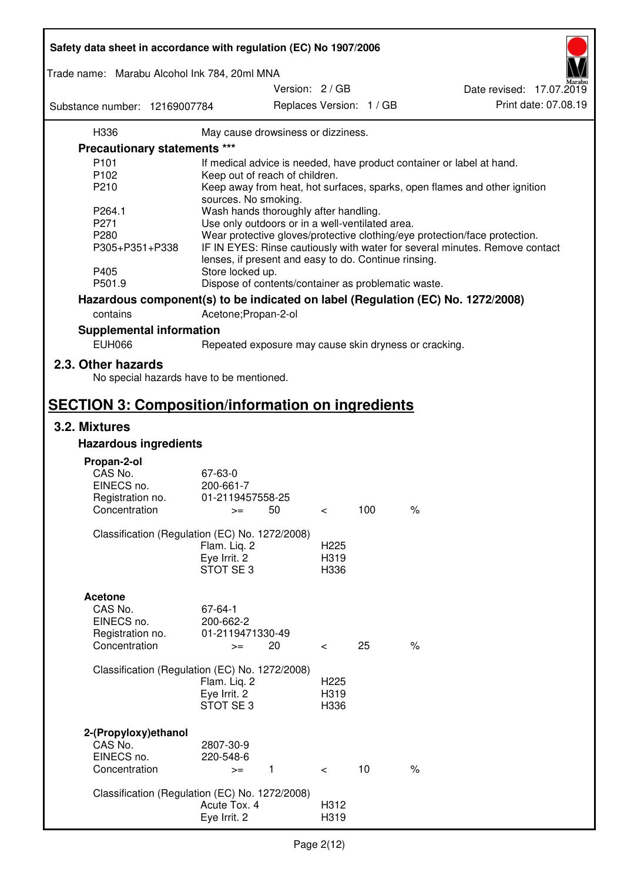| | |
|---|---|
| H336 | May cause drowsiness or dizziness. |

### Precautionary statements ***

| | |
|---|---|
| P101 | If medical advice is needed, have product container or label at hand. |
| P102 | Keep out of reach of children. |
| P210 | Keep away from heat, hot surfaces, sparks, open flames and other ignition sources. No smoking. |
| P264.1 | Wash hands thoroughly after handling. |
| P271 | Use only outdoors or in a well-ventilated area. |
| P280 | Wear protective gloves/protective clothing/eye protection/face protection. |
| P305+P351+P338 | IF IN EYES: Rinse cautiously with water for several minutes. Remove contact lenses, if present and easy to do. Continue rinsing. |
| P405 | Store locked up. |
| P501.9 | Dispose of contents/container as problematic waste. |

### Hazardous component(s) to be indicated on label (Regulation (EC) No. 1272/2008)

| | |
|---|---|
| contains | Acetone;Propan-2-ol |

### Supplemental information

| | |
|---|---|
| EUH066 | Repeated exposure may cause skin dryness or cracking. |

## 2.3. Other hazards

No special hazards have to be mentioned.

# SECTION 3: Composition/information on ingredients

## 3.2. Mixtures

### Hazardous ingredients

**Propan-2-ol**

| | |
|---|---|
| CAS No. | 67-63-0 |
| EINECS no. | 200-661-7 |
| Registration no. | 01-2119457558-25 |
| Concentration | >= 50 < 100 % |

Classification (Regulation (EC) No. 1272/2008)

| | |
|---|---|
| Flam. Liq. 2 | H225 |
| Eye Irrit. 2 | H319 |
| STOT SE 3 | H336 |

**Acetone**

| | |
|---|---|
| CAS No. | 67-64-1 |
| EINECS no. | 200-662-2 |
| Registration no. | 01-2119471330-49 |
| Concentration | >= 20 < 25 % |

Classification (Regulation (EC) No. 1272/2008)

| | |
|---|---|
| Flam. Liq. 2 | H225 |
| Eye Irrit. 2 | H319 |
| STOT SE 3 | H336 |

**2-(Propyloxy)ethanol**

| | |
|---|---|
| CAS No. | 2807-30-9 |
| EINECS no. | 220-548-6 |
| Concentration | >= 1 < 10 % |

Classification (Regulation (EC) No. 1272/2008)

| | |
|---|---|
| Acute Tox. 4 | H312 |
| Eye Irrit. 2 | H319 |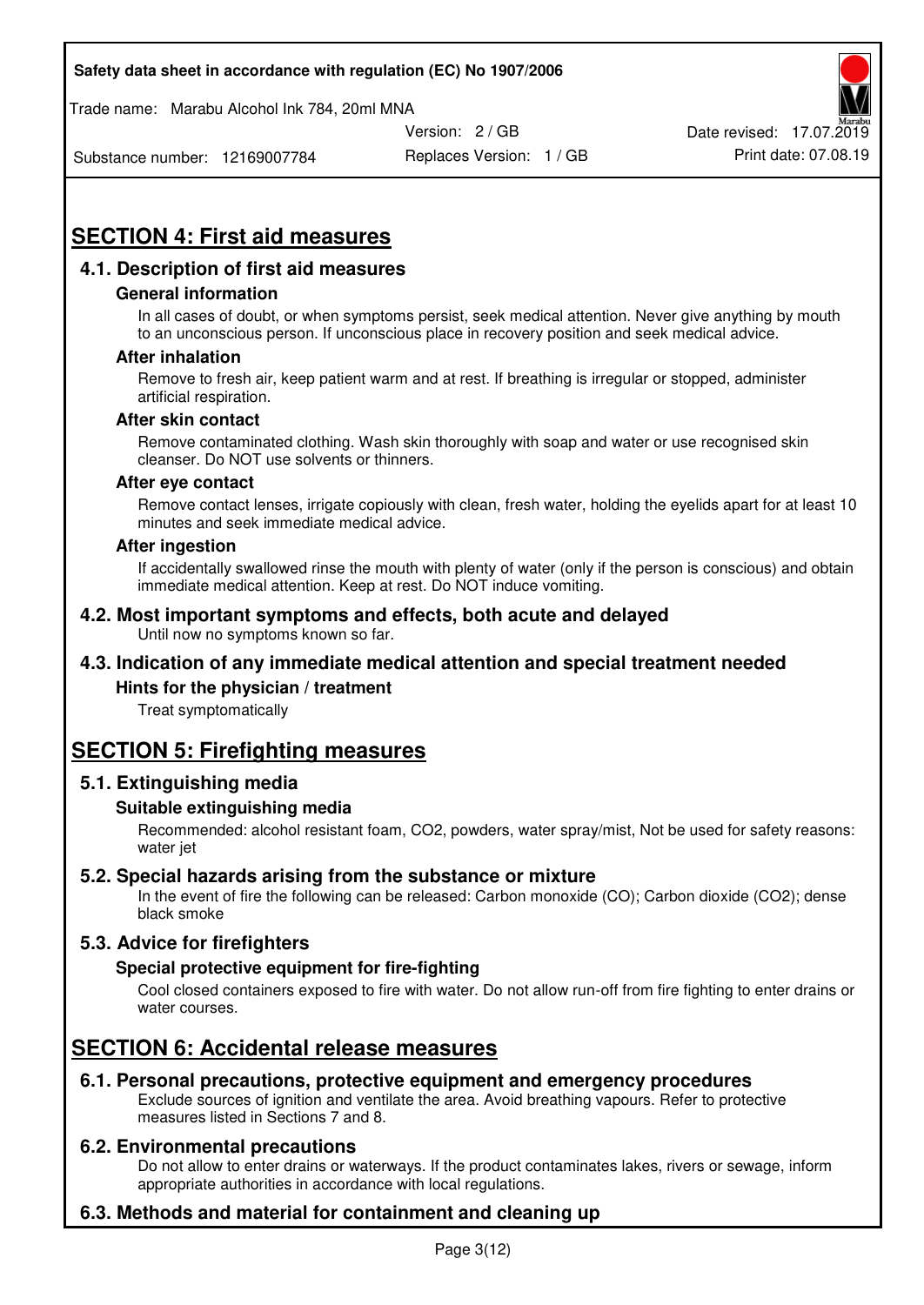# SECTION 4: First aid measures

## 4.1. Description of first aid measures

### General information

In all cases of doubt, or when symptoms persist, seek medical attention. Never give anything by mouth to an unconscious person. If unconscious place in recovery position and seek medical advice.

### After inhalation

Remove to fresh air, keep patient warm and at rest. If breathing is irregular or stopped, administer artificial respiration.

### After skin contact

Remove contaminated clothing. Wash skin thoroughly with soap and water or use recognised skin cleanser. Do NOT use solvents or thinners.

### After eye contact

Remove contact lenses, irrigate copiously with clean, fresh water, holding the eyelids apart for at least 10 minutes and seek immediate medical advice.

### After ingestion

If accidentally swallowed rinse the mouth with plenty of water (only if the person is conscious) and obtain immediate medical attention. Keep at rest. Do NOT induce vomiting.

## 4.2. Most important symptoms and effects, both acute and delayed

Until now no symptoms known so far.

## 4.3. Indication of any immediate medical attention and special treatment needed

### Hints for the physician / treatment

Treat symptomatically

# SECTION 5: Firefighting measures

## 5.1. Extinguishing media

### Suitable extinguishing media

Recommended: alcohol resistant foam, $CO_2$, powders, water spray/mist, Not be used for safety reasons: water jet

## 5.2. Special hazards arising from the substance or mixture

In the event of fire the following can be released: Carbon monoxide (CO); Carbon dioxide ($CO_2$); dense black smoke

## 5.3. Advice for firefighters

### Special protective equipment for fire-fighting

Cool closed containers exposed to fire with water. Do not allow run-off from fire fighting to enter drains or water courses.

# SECTION 6: Accidental release measures

## 6.1. Personal precautions, protective equipment and emergency procedures

Exclude sources of ignition and ventilate the area. Avoid breathing vapours. Refer to protective measures listed in Sections 7 and 8.

## 6.2. Environmental precautions

Do not allow to enter drains or waterways. If the product contaminates lakes, rivers or sewage, inform appropriate authorities in accordance with local regulations.

## 6.3. Methods and material for containment and cleaning up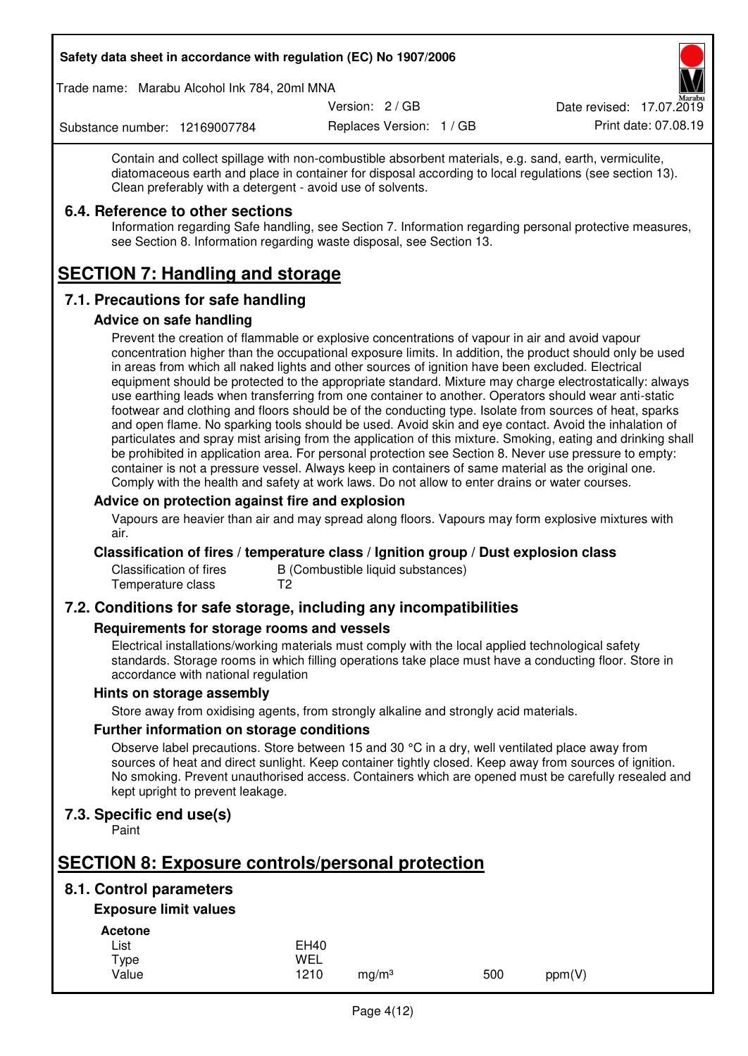Contain and collect spillage with non-combustible absorbent materials, e.g. sand, earth, vermiculite, diatomaceous earth and place in container for disposal according to local regulations (see section 13). Clean preferably with a detergent - avoid use of solvents.

### 6.4. Reference to other sections

Information regarding Safe handling, see Section 7. Information regarding personal protective measures, see Section 8. Information regarding waste disposal, see Section 13.

## SECTION 7: Handling and storage

### 7.1. Precautions for safe handling

#### Advice on safe handling

Prevent the creation of flammable or explosive concentrations of vapour in air and avoid vapour concentration higher than the occupational exposure limits. In addition, the product should only be used in areas from which all naked lights and other sources of ignition have been excluded. Electrical equipment should be protected to the appropriate standard. Mixture may charge electrostatically: always use earthing leads when transferring from one container to another. Operators should wear anti-static footwear and clothing and floors should be of the conducting type. Isolate from sources of heat, sparks and open flame. No sparking tools should be used. Avoid skin and eye contact. Avoid the inhalation of particulates and spray mist arising from the application of this mixture. Smoking, eating and drinking shall be prohibited in application area. For personal protection see Section 8. Never use pressure to empty: container is not a pressure vessel. Always keep in containers of same material as the original one. Comply with the health and safety at work laws. Do not allow to enter drains or water courses.

#### Advice on protection against fire and explosion

Vapours are heavier than air and may spread along floors. Vapours may form explosive mixtures with air.

#### Classification of fires / temperature class / Ignition group / Dust explosion class

| | |
|---|---|
| Classification of fires | B (Combustible liquid substances) |
| Temperature class | T2 |

### 7.2. Conditions for safe storage, including any incompatibilities

#### Requirements for storage rooms and vessels

Electrical installations/working materials must comply with the local applied technological safety standards. Storage rooms in which filling operations take place must have a conducting floor. Store in accordance with national regulation

#### Hints on storage assembly

Store away from oxidising agents, from strongly alkaline and strongly acid materials.

#### Further information on storage conditions

Observe label precautions. Store between 15 and 30 °C in a dry, well ventilated place away from sources of heat and direct sunlight. Keep container tightly closed. Keep away from sources of ignition. No smoking. Prevent unauthorised access. Containers which are opened must be carefully resealed and kept upright to prevent leakage.

### 7.3. Specific end use(s)

Paint

## SECTION 8: Exposure controls/personal protection

### 8.1. Control parameters

#### Exposure limit values

**Acetone**

| | | | | |
|---|---|---|---|---|
| List | EH40 | | | |
| Type | WEL | | | |
| Value | 1210 | mg/m³ | 500 | ppm(V) |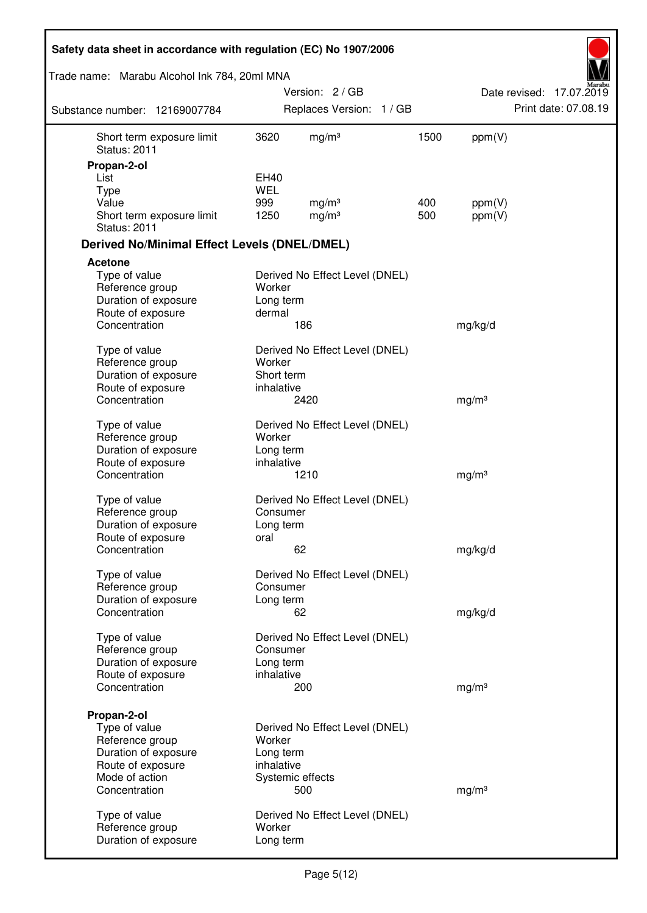| | | | | |
|---|---|---|---|---|
| Short term exposure limit | 3620 | mg/m³ | 1500 | ppm(V) |
| Status: 2011 | | | | |

**Propan-2-ol**

| | | | | |
|---|---|---|---|---|
| List | EH40 | | | |
| Type | WEL | | | |
| Value | 999 | mg/m³ | 400 | ppm(V) |
| Short term exposure limit | 1250 | mg/m³ | 500 | ppm(V) |
| Status: 2011 | | | | |

### Derived No/Minimal Effect Levels (DNEL/DMEL)

**Acetone**

| | | |
|---|---|---|
| Type of value | Derived No Effect Level (DNEL) | |
| Reference group | Worker | |
| Duration of exposure | Long term | |
| Route of exposure | dermal | |
| Concentration | 186 | mg/kg/d |

| | | |
|---|---|---|
| Type of value | Derived No Effect Level (DNEL) | |
| Reference group | Worker | |
| Duration of exposure | Short term | |
| Route of exposure | inhalative | |
| Concentration | 2420 | mg/m³ |

| | | |
|---|---|---|
| Type of value | Derived No Effect Level (DNEL) | |
| Reference group | Worker | |
| Duration of exposure | Long term | |
| Route of exposure | inhalative | |
| Concentration | 1210 | mg/m³ |

| | | |
|---|---|---|
| Type of value | Derived No Effect Level (DNEL) | |
| Reference group | Consumer | |
| Duration of exposure | Long term | |
| Route of exposure | oral | |
| Concentration | 62 | mg/kg/d |

| | | |
|---|---|---|
| Type of value | Derived No Effect Level (DNEL) | |
| Reference group | Consumer | |
| Duration of exposure | Long term | |
| Concentration | 62 | mg/kg/d |

| | | |
|---|---|---|
| Type of value | Derived No Effect Level (DNEL) | |
| Reference group | Consumer | |
| Duration of exposure | Long term | |
| Route of exposure | inhalative | |
| Concentration | 200 | mg/m³ |

**Propan-2-ol**

| | | |
|---|---|---|
| Type of value | Derived No Effect Level (DNEL) | |
| Reference group | Worker | |
| Duration of exposure | Long term | |
| Route of exposure | inhalative | |
| Mode of action | Systemic effects | |
| Concentration | 500 | mg/m³ |

| | |
|---|---|
| Type of value | Derived No Effect Level (DNEL) |
| Reference group | Worker |
| Duration of exposure | Long term |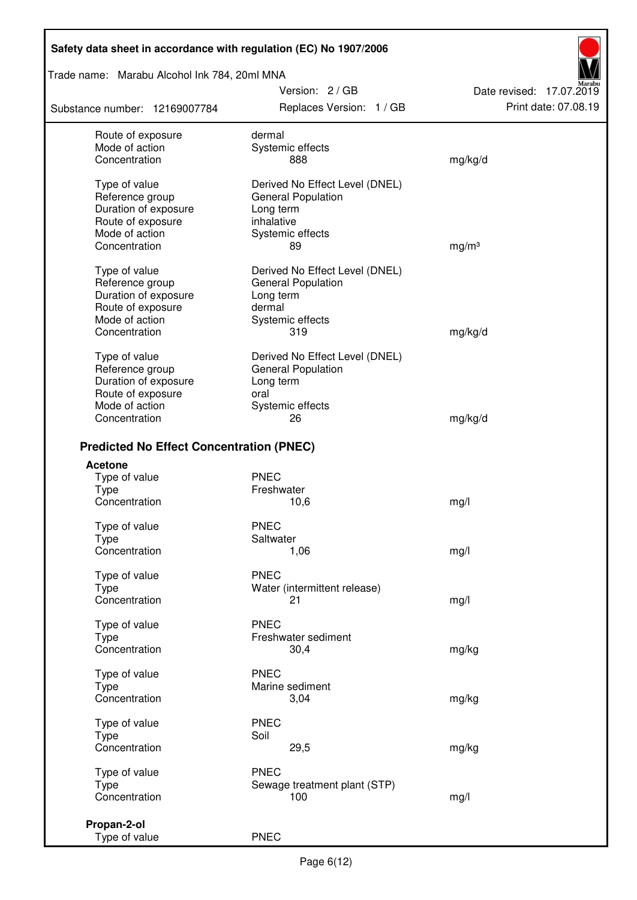| | | |
|---|---|---|
| Route of exposure | dermal | |
| Mode of action | Systemic effects | |
| Concentration | 888 | mg/kg/d |

| | | |
|---|---|---|
| Type of value | Derived No Effect Level (DNEL) | |
| Reference group | General Population | |
| Duration of exposure | Long term | |
| Route of exposure | inhalative | |
| Mode of action | Systemic effects | |
| Concentration | 89 | mg/m³ |

| | | |
|---|---|---|
| Type of value | Derived No Effect Level (DNEL) | |
| Reference group | General Population | |
| Duration of exposure | Long term | |
| Route of exposure | dermal | |
| Mode of action | Systemic effects | |
| Concentration | 319 | mg/kg/d |

| | | |
|---|---|---|
| Type of value | Derived No Effect Level (DNEL) | |
| Reference group | General Population | |
| Duration of exposure | Long term | |
| Route of exposure | oral | |
| Mode of action | Systemic effects | |
| Concentration | 26 | mg/kg/d |

## Predicted No Effect Concentration (PNEC)

**Acetone**

| | | |
|---|---|---|
| Type of value | PNEC | |
| Type | Freshwater | |
| Concentration | 10,6 | mg/l |

| | | |
|---|---|---|
| Type of value | PNEC | |
| Type | Saltwater | |
| Concentration | 1,06 | mg/l |

| | | |
|---|---|---|
| Type of value | PNEC | |
| Type | Water (intermittent release) | |
| Concentration | 21 | mg/l |

| | | |
|---|---|---|
| Type of value | PNEC | |
| Type | Freshwater sediment | |
| Concentration | 30,4 | mg/kg |

| | | |
|---|---|---|
| Type of value | PNEC | |
| Type | Marine sediment | |
| Concentration | 3,04 | mg/kg |

| | | |
|---|---|---|
| Type of value | PNEC | |
| Type | Soil | |
| Concentration | 29,5 | mg/kg |

| | | |
|---|---|---|
| Type of value | PNEC | |
| Type | Sewage treatment plant (STP) | |
| Concentration | 100 | mg/l |

**Propan-2-ol**

| | |
|---|---|
| Type of value | PNEC |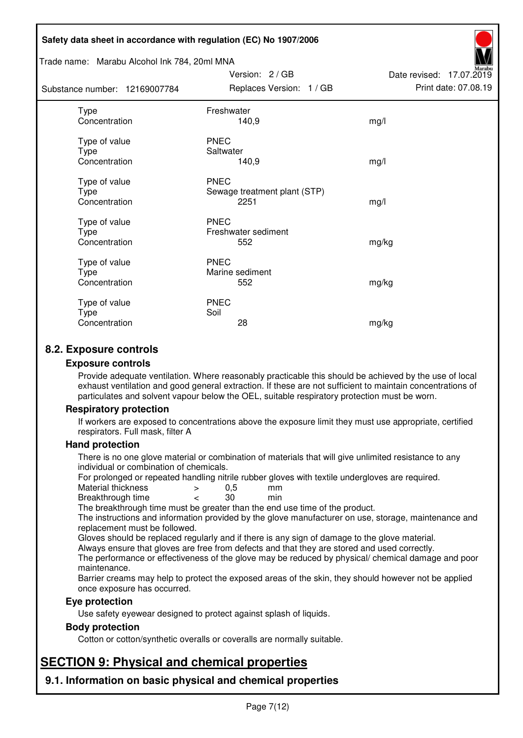| | | |
|---|---|---|
| Type | Freshwater | |
| Concentration | 140,9 | mg/l |
| | | |
| Type of value | PNEC | |
| Type | Saltwater | |
| Concentration | 140,9 | mg/l |
| | | |
| Type of value | PNEC | |
| Type | Sewage treatment plant (STP) | |
| Concentration | 2251 | mg/l |
| | | |
| Type of value | PNEC | |
| Type | Freshwater sediment | |
| Concentration | 552 | mg/kg |
| | | |
| Type of value | PNEC | |
| Type | Marine sediment | |
| Concentration | 552 | mg/kg |
| | | |
| Type of value | PNEC | |
| Type | Soil | |
| Concentration | 28 | mg/kg |

## 8.2. Exposure controls

### Exposure controls

Provide adequate ventilation. Where reasonably practicable this should be achieved by the use of local exhaust ventilation and good general extraction. If these are not sufficient to maintain concentrations of particulates and solvent vapour below the OEL, suitable respiratory protection must be worn.

### Respiratory protection

If workers are exposed to concentrations above the exposure limit they must use appropriate, certified respirators. Full mask, filter A

### Hand protection

There is no one glove material or combination of materials that will give unlimited resistance to any individual or combination of chemicals.

For prolonged or repeated handling nitrile rubber gloves with textile undergloves are required.

| | | | |
|---|---|---|---|
| Material thickness | > | 0,5 | mm |
| Breakthrough time | < | 30 | min |

The breakthrough time must be greater than the end use time of the product.

The instructions and information provided by the glove manufacturer on use, storage, maintenance and replacement must be followed.

Gloves should be replaced regularly and if there is any sign of damage to the glove material.

Always ensure that gloves are free from defects and that they are stored and used correctly.

The performance or effectiveness of the glove may be reduced by physical/ chemical damage and poor maintenance.

Barrier creams may help to protect the exposed areas of the skin, they should however not be applied once exposure has occurred.

### Eye protection

Use safety eyewear designed to protect against splash of liquids.

### Body protection

Cotton or cotton/synthetic overalls or coveralls are normally suitable.

# SECTION 9: Physical and chemical properties

## 9.1. Information on basic physical and chemical properties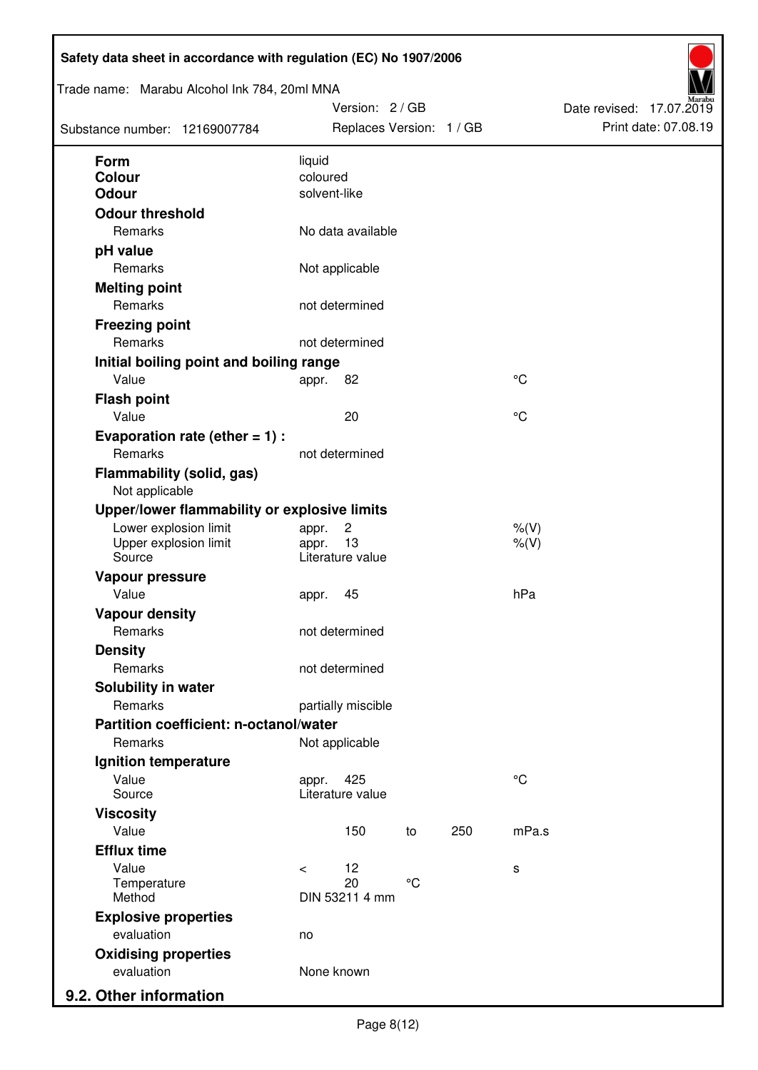| | | | | | |
|---|---|---|---|---|---|
| **Form** | liquid | | | | |
| **Colour** | coloured | | | | |
| **Odour** | solvent-like | | | | |
| **Odour threshold** | | | | | |
| Remarks | No data available | | | | |
| **pH value** | | | | | |
| Remarks | Not applicable | | | | |
| **Melting point** | | | | | |
| Remarks | not determined | | | | |
| **Freezing point** | | | | | |
| Remarks | not determined | | | | |
| **Initial boiling point and boiling range** | | | | | |
| Value | appr. | 82 | | | °C |
| **Flash point** | | | | | |
| Value | | 20 | | | °C |
| **Evaporation rate (ether = 1) :** | | | | | |
| Remarks | not determined | | | | |
| **Flammability (solid, gas)** | | | | | |
| Not applicable | | | | | |
| **Upper/lower flammability or explosive limits** | | | | | |
| Lower explosion limit | appr. | 2 | | | %(V) |
| Upper explosion limit | appr. | 13 | | | %(V) |
| Source | Literature value | | | | |
| **Vapour pressure** | | | | | |
| Value | appr. | 45 | | | hPa |
| **Vapour density** | | | | | |
| Remarks | not determined | | | | |
| **Density** | | | | | |
| Remarks | not determined | | | | |
| **Solubility in water** | | | | | |
| Remarks | partially miscible | | | | |
| **Partition coefficient: n-octanol/water** | | | | | |
| Remarks | Not applicable | | | | |
| **Ignition temperature** | | | | | |
| Value | appr. | 425 | | | °C |
| Source | Literature value | | | | |
| **Viscosity** | | | | | |
| Value | | 150 | to | 250 | mPa.s |
| **Efflux time** | | | | | |
| Value | < | 12 | | | s |
| Temperature | | 20 | °C | | |
| Method | DIN 53211 4 mm | | | | |
| **Explosive properties** | | | | | |
| evaluation | no | | | | |
| **Oxidising properties** | | | | | |
| evaluation | None known | | | | |

## 9.2. Other information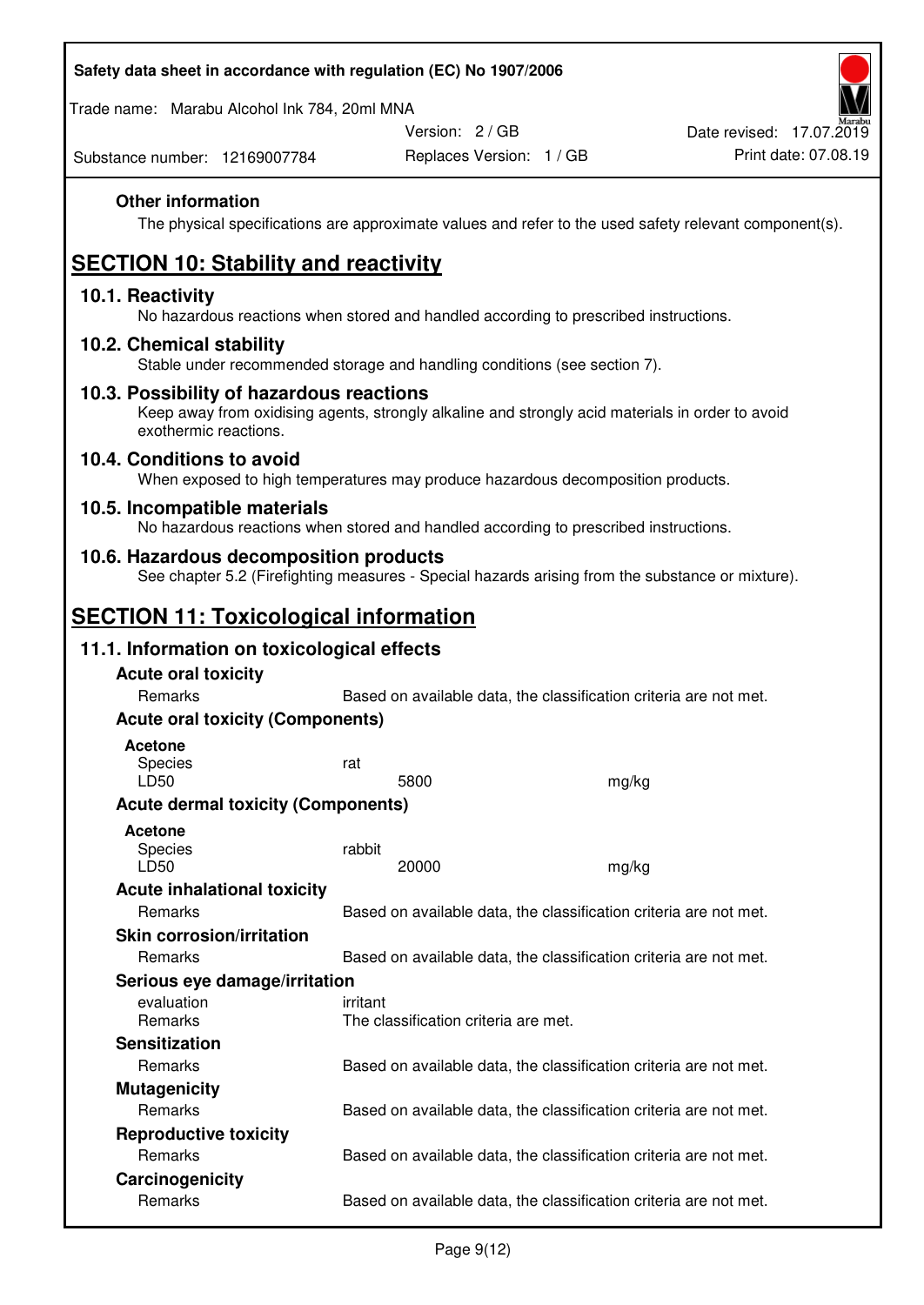### Other information

The physical specifications are approximate values and refer to the used safety relevant component(s).

## SECTION 10: Stability and reactivity

### 10.1. Reactivity

No hazardous reactions when stored and handled according to prescribed instructions.

### 10.2. Chemical stability

Stable under recommended storage and handling conditions (see section 7).

### 10.3. Possibility of hazardous reactions

Keep away from oxidising agents, strongly alkaline and strongly acid materials in order to avoid exothermic reactions.

### 10.4. Conditions to avoid

When exposed to high temperatures may produce hazardous decomposition products.

### 10.5. Incompatible materials

No hazardous reactions when stored and handled according to prescribed instructions.

### 10.6. Hazardous decomposition products

See chapter 5.2 (Firefighting measures - Special hazards arising from the substance or mixture).

## SECTION 11: Toxicological information

### 11.1. Information on toxicological effects

**Acute oral toxicity**

| | | |
|---|---|---|
| Remarks | Based on available data, the classification criteria are not met. | |

**Acute oral toxicity (Components)**

**Acetone**

| | | |
|---|---|---|
| Species | rat | |
| LD50 | 5800 | mg/kg |

**Acute dermal toxicity (Components)**

**Acetone**

| | | |
|---|---|---|
| Species | rabbit | |
| LD50 | 20000 | mg/kg |

**Acute inhalational toxicity**

| | |
|---|---|
| Remarks | Based on available data, the classification criteria are not met. |

**Skin corrosion/irritation**

| | |
|---|---|
| Remarks | Based on available data, the classification criteria are not met. |

**Serious eye damage/irritation**

| | |
|---|---|
| evaluation | irritant |
| Remarks | The classification criteria are met. |

**Sensitization**

| | |
|---|---|
| Remarks | Based on available data, the classification criteria are not met. |

**Mutagenicity**

| | |
|---|---|
| Remarks | Based on available data, the classification criteria are not met. |

**Reproductive toxicity**

| | |
|---|---|
| Remarks | Based on available data, the classification criteria are not met. |

**Carcinogenicity**

| | |
|---|---|
| Remarks | Based on available data, the classification criteria are not met. |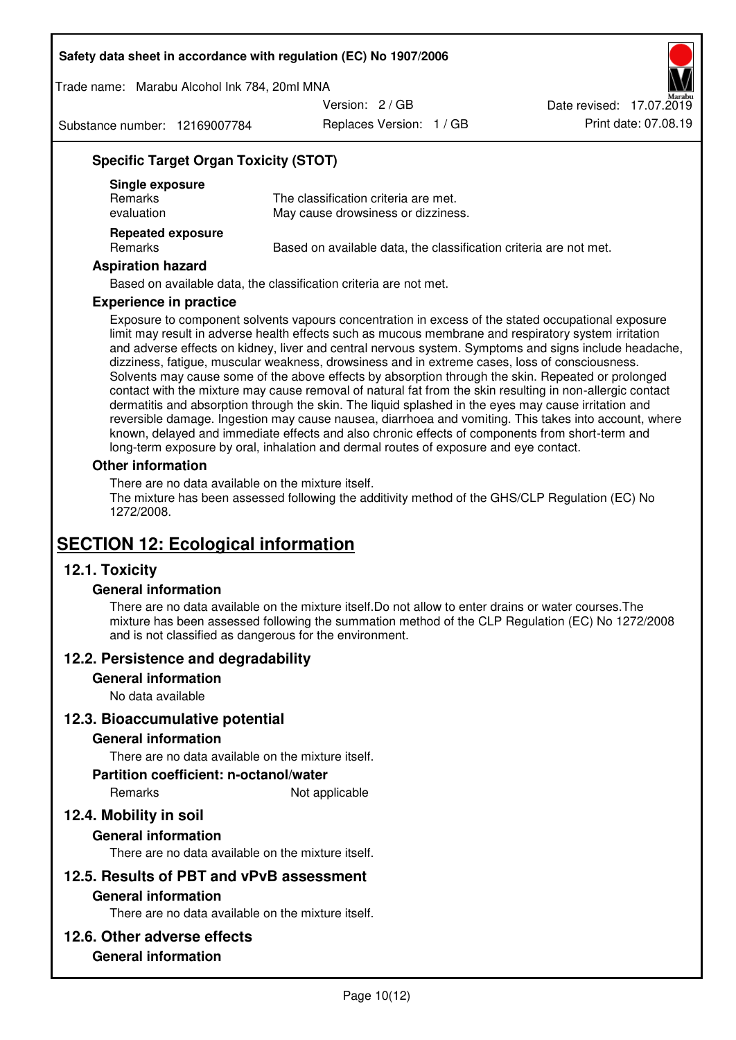### Specific Target Organ Toxicity (STOT)

**Single exposure**

| | |
|---|---|
| Remarks | The classification criteria are met. |
| evaluation | May cause drowsiness or dizziness. |

**Repeated exposure**

| | |
|---|---|
| Remarks | Based on available data, the classification criteria are not met. |

### Aspiration hazard

Based on available data, the classification criteria are not met.

### Experience in practice

Exposure to component solvents vapours concentration in excess of the stated occupational exposure limit may result in adverse health effects such as mucous membrane and respiratory system irritation and adverse effects on kidney, liver and central nervous system. Symptoms and signs include headache, dizziness, fatigue, muscular weakness, drowsiness and in extreme cases, loss of consciousness. Solvents may cause some of the above effects by absorption through the skin. Repeated or prolonged contact with the mixture may cause removal of natural fat from the skin resulting in non-allergic contact dermatitis and absorption through the skin. The liquid splashed in the eyes may cause irritation and reversible damage. Ingestion may cause nausea, diarrhoea and vomiting. This takes into account, where known, delayed and immediate effects and also chronic effects of components from short-term and long-term exposure by oral, inhalation and dermal routes of exposure and eye contact.

### Other information

There are no data available on the mixture itself.
The mixture has been assessed following the additivity method of the GHS/CLP Regulation (EC) No 1272/2008.

# SECTION 12: Ecological information

## 12.1. Toxicity

### General information

There are no data available on the mixture itself.Do not allow to enter drains or water courses.The mixture has been assessed following the summation method of the CLP Regulation (EC) No 1272/2008 and is not classified as dangerous for the environment.

## 12.2. Persistence and degradability

### General information

No data available

## 12.3. Bioaccumulative potential

### General information

There are no data available on the mixture itself.

### Partition coefficient: n-octanol/water

| | |
|---|---|
| Remarks | Not applicable |

## 12.4. Mobility in soil

### General information

There are no data available on the mixture itself.

## 12.5. Results of PBT and vPvB assessment

### General information

There are no data available on the mixture itself.

## 12.6. Other adverse effects

### General information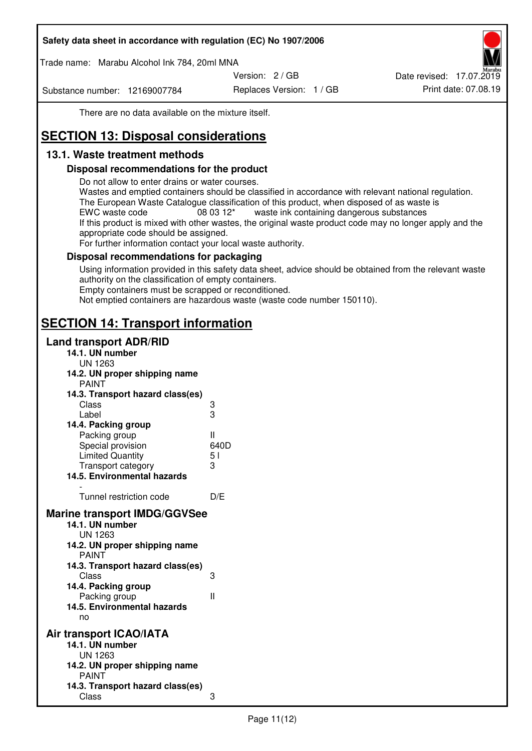There are no data available on the mixture itself.

# SECTION 13: Disposal considerations

## 13.1. Waste treatment methods

### Disposal recommendations for the product

Do not allow to enter drains or water courses.
Wastes and emptied containers should be classified in accordance with relevant national regulation.
The European Waste Catalogue classification of this product, when disposed of as waste is
EWC waste code 08 03 12* waste ink containing dangerous substances
If this product is mixed with other wastes, the original waste product code may no longer apply and the appropriate code should be assigned.
For further information contact your local waste authority.

### Disposal recommendations for packaging

Using information provided in this safety data sheet, advice should be obtained from the relevant waste authority on the classification of empty containers.
Empty containers must be scrapped or reconditioned.
Not emptied containers are hazardous waste (waste code number 150110).

# SECTION 14: Transport information

## Land transport ADR/RID

**14.1. UN number**
UN 1263

**14.2. UN proper shipping name**
PAINT

**14.3. Transport hazard class(es)**

| | |
|---|---|
| Class | 3 |
| Label | 3 |

**14.4. Packing group**

| | |
|---|---|
| Packing group | II |
| Special provision | 640D |
| Limited Quantity | 5 l |
| Transport category | 3 |

**14.5. Environmental hazards**
-

| | |
|---|---|
| Tunnel restriction code | D/E |

## Marine transport IMDG/GGVSee

**14.1. UN number**
UN 1263

**14.2. UN proper shipping name**
PAINT

**14.3. Transport hazard class(es)**

| | |
|---|---|
| Class | 3 |

**14.4. Packing group**

| | |
|---|---|
| Packing group | II |

**14.5. Environmental hazards**
no

## Air transport ICAO/IATA

**14.1. UN number**
UN 1263

**14.2. UN proper shipping name**
PAINT

**14.3. Transport hazard class(es)**

| | |
|---|---|
| Class | 3 |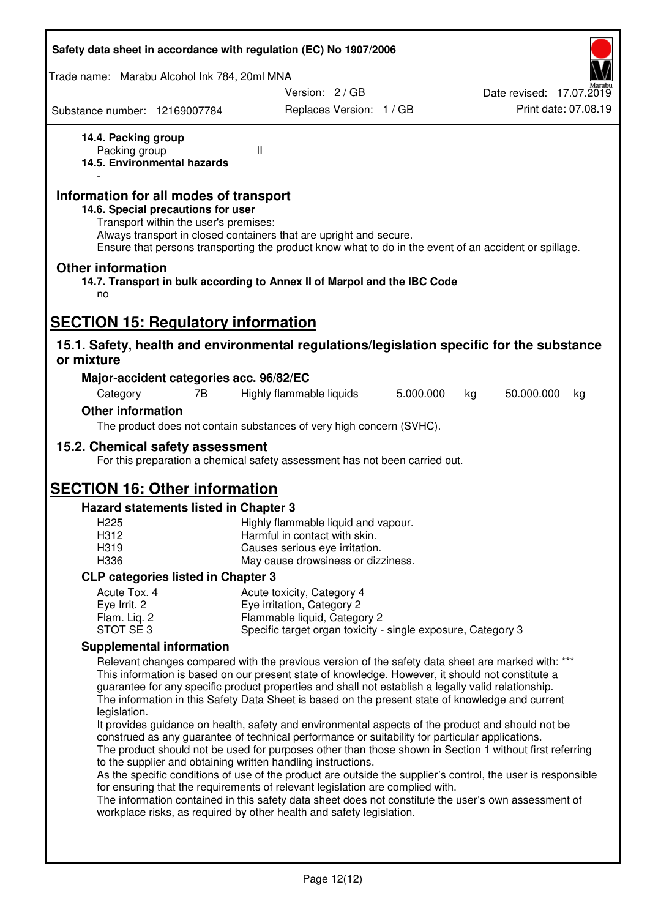**14.4. Packing group**

Packing group II

**14.5. Environmental hazards**

-

## Information for all modes of transport

**14.6. Special precautions for user**

Transport within the user's premises:
Always transport in closed containers that are upright and secure.
Ensure that persons transporting the product know what to do in the event of an accident or spillage.

## Other information

**14.7. Transport in bulk according to Annex II of Marpol and the IBC Code**

no

# SECTION 15: Regulatory information

## 15.1. Safety, health and environmental regulations/legislation specific for the substance or mixture

### Major-accident categories acc. 96/82/EC

| | | | | | | |
|---|---|---|---|---|---|---|
| Category | 7B | Highly flammable liquids | 5.000.000 | kg | 50.000.000 | kg |

### Other information

The product does not contain substances of very high concern (SVHC).

## 15.2. Chemical safety assessment

For this preparation a chemical safety assessment has not been carried out.

# SECTION 16: Other information

### Hazard statements listed in Chapter 3

| | |
|---|---|
| H225 | Highly flammable liquid and vapour. |
| H312 | Harmful in contact with skin. |
| H319 | Causes serious eye irritation. |
| H336 | May cause drowsiness or dizziness. |

### CLP categories listed in Chapter 3

| | |
|---|---|
| Acute Tox. 4 | Acute toxicity, Category 4 |
| Eye Irrit. 2 | Eye irritation, Category 2 |
| Flam. Liq. 2 | Flammable liquid, Category 2 |
| STOT SE 3 | Specific target organ toxicity - single exposure, Category 3 |

### Supplemental information

Relevant changes compared with the previous version of the safety data sheet are marked with: ***
This information is based on our present state of knowledge. However, it should not constitute a guarantee for any specific product properties and shall not establish a legally valid relationship.
The information in this Safety Data Sheet is based on the present state of knowledge and current legislation.
It provides guidance on health, safety and environmental aspects of the product and should not be construed as any guarantee of technical performance or suitability for particular applications.
The product should not be used for purposes other than those shown in Section 1 without first referring to the supplier and obtaining written handling instructions.
As the specific conditions of use of the product are outside the supplier's control, the user is responsible for ensuring that the requirements of relevant legislation are complied with.
The information contained in this safety data sheet does not constitute the user's own assessment of workplace risks, as required by other health and safety legislation.